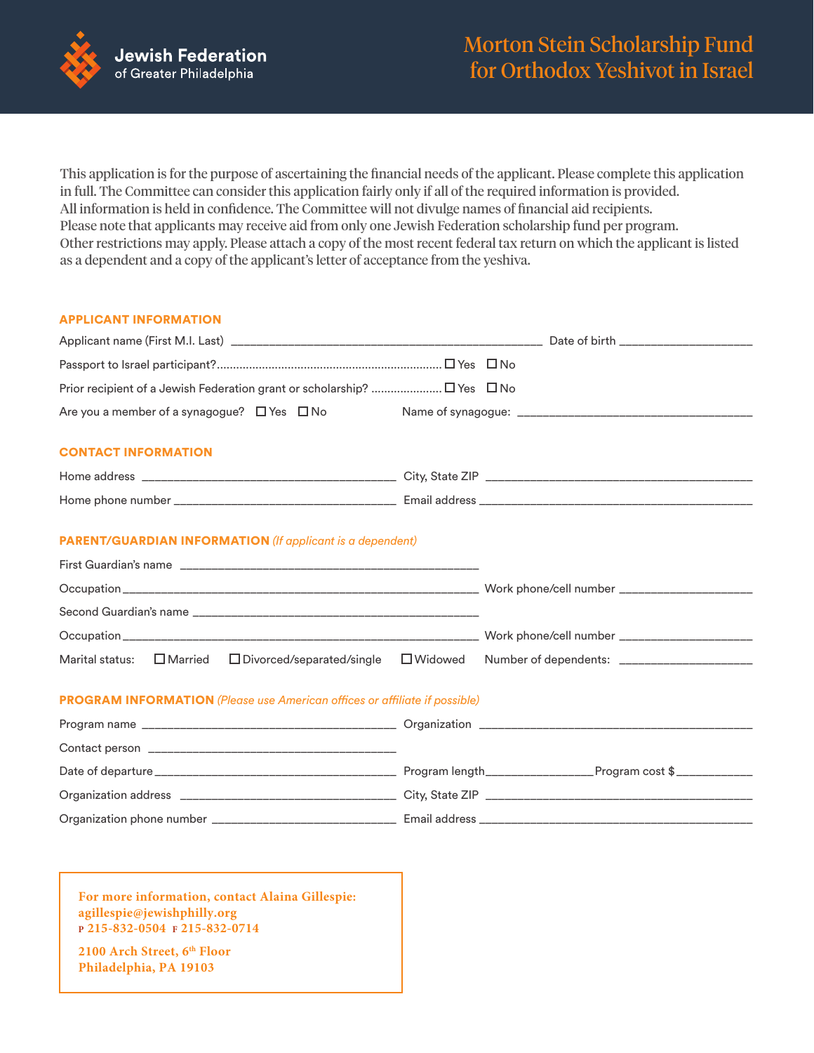Jewish Federation of Greater Philadelphia

# Morton Stein Scholarship Fund for Orthodox Yeshivot in Israel

This application is for the purpose of ascertaining the financial needs of the applicant. Please complete this application in full. The Committee can consider this application fairly only if all of the required information is provided. All information is held in confidence. The Committee will not divulge names of financial aid recipients. Please note that applicants may receive aid from only one Jewish Federation scholarship fund per program. Other restrictions may apply. Please attach a copy of the most recent federal tax return on which the applicant is listed as a dependent and a copy of the applicant's letter of acceptance from the yeshiva.

## APPLICANT INFORMATION

Applicant name (First M.I. Last) ______________________________ Date of birth ____________________

Passport to Israel participant?........................................ ☐ Yes ☐ No

Prior recipient of a Jewish Federation grant or scholarship? ..................... ☐ Yes ☐ No

Are you a member of a synagogue? ☐ Yes ☐ No Name of synagogue: ______________________________

## CONTACT INFORMATION

Home address ______________________________ City, State ZIP ______________________________

Home phone number ______________________________ Email address ______________________________

## PARENT/GUARDIAN INFORMATION *(If applicant is a dependent)*

First Guardian's name ______________________________

Occupation ______________________________ Work phone/cell number ____________________

Second Guardian's name ______________________________

Occupation ______________________________ Work phone/cell number ____________________

Marital status: ☐ Married ☐ Divorced/separated/single ☐ Widowed Number of dependents: ____________________

## PROGRAM INFORMATION *(Please use American offices or affiliate if possible)*

Program name ______________________________ Organization ______________________________

Contact person ______________________________

Date of departure ______________________________ Program length ______________ Program cost $ ____________

Organization address ______________________________ City, State ZIP ______________________________

Organization phone number ______________________________ Email address ______________________________

**For more information, contact Alaina Gillespie:**
**agillespie@jewishphilly.org**
**P 215-832-0504 F 215-832-0714**

**2100 Arch Street, 6th Floor**
**Philadelphia, PA 19103**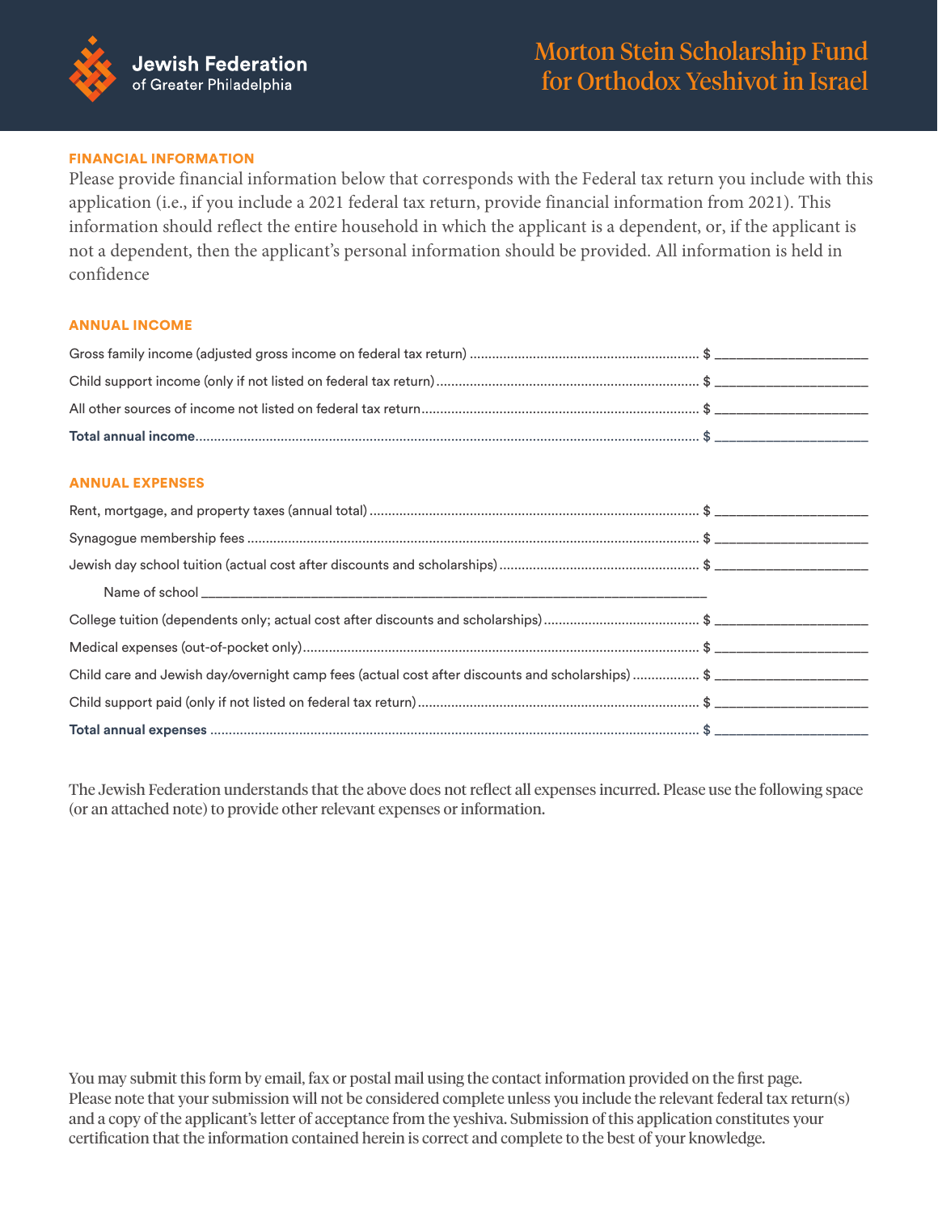Jewish Federation of Greater Philadelphia

# Morton Stein Scholarship Fund for Orthodox Yeshivot in Israel

## FINANCIAL INFORMATION

Please provide financial information below that corresponds with the Federal tax return you include with this application (i.e., if you include a 2021 federal tax return, provide financial information from 2021). This information should reflect the entire household in which the applicant is a dependent, or, if the applicant is not a dependent, then the applicant's personal information should be provided. All information is held in confidence

## ANNUAL INCOME

Gross family income (adjusted gross income on federal tax return) ............ $ ____________________

Child support income (only if not listed on federal tax return) ............ $ ____________________

All other sources of income not listed on federal tax return ............ $ ____________________

**Total annual income** ............ $ ____________________

## ANNUAL EXPENSES

Rent, mortgage, and property taxes (annual total) ............ $ ____________________

Synagogue membership fees ............ $ ____________________

Jewish day school tuition (actual cost after discounts and scholarships) ............ $ ____________________

Name of school ____________________________________________

College tuition (dependents only; actual cost after discounts and scholarships) ............ $ ____________________

Medical expenses (out-of-pocket only) ............ $ ____________________

Child care and Jewish day/overnight camp fees (actual cost after discounts and scholarships) ............ $ ____________________

Child support paid (only if not listed on federal tax return) ............ $ ____________________

**Total annual expenses** ............ $ ____________________

The Jewish Federation understands that the above does not reflect all expenses incurred. Please use the following space (or an attached note) to provide other relevant expenses or information.

You may submit this form by email, fax or postal mail using the contact information provided on the first page. Please note that your submission will not be considered complete unless you include the relevant federal tax return(s) and a copy of the applicant's letter of acceptance from the yeshiva. Submission of this application constitutes your certification that the information contained herein is correct and complete to the best of your knowledge.